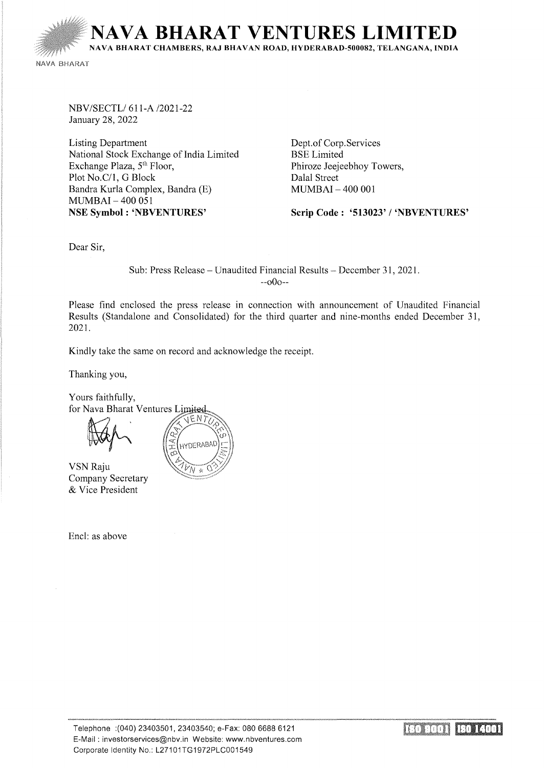# NAVA BHARAT VENTURES LIMITED

NAVA BHARAT CHAMBERS, RAJ BHAVAN ROAD, HYDERABAD-500082, TELANGANA, INDIA

NAVA BHARAT

NBV/SECTL/ 611-A /2021-22
January 28, 2022

Listing Department
National Stock Exchange of India Limited
Exchange Plaza, 5th Floor,
Plot No.C/1, G Block
Bandra Kurla Complex, Bandra (E)
MUMBAI – 400 051
**NSE Symbol : 'NBVENTURES'**

Dept.of Corp.Services
BSE Limited
Phiroze Jeejeebhoy Towers,
Dalal Street
MUMBAI – 400 001
**Scrip Code : '513023' / 'NBVENTURES'**

Dear Sir,

Sub: Press Release – Unaudited Financial Results – December 31, 2021.
--o0o--

Please find enclosed the press release in connection with announcement of Unaudited Financial Results (Standalone and Consolidated) for the third quarter and nine-months ended December 31, 2021.

Kindly take the same on record and acknowledge the receipt.

Thanking you,

Yours faithfully,
for Nava Bharat Ventures Limited

VSN Raju
Company Secretary
& Vice President

Encl: as above

Telephone :(040) 23403501, 23403540; e-Fax: 080 6688 6121
E-Mail : investorservices@nbv.in Website: www.nbventures.com
Corporate Identity No.: L27101TG1972PLC001549

ISO 9001 ISO 14001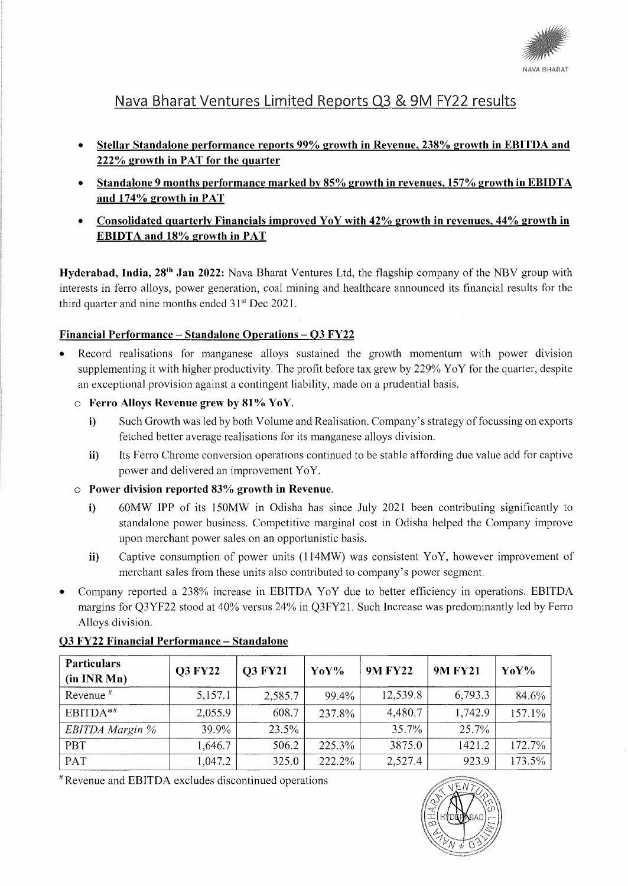# Nava Bharat Ventures Limited Reports Q3 & 9M FY22 results

- **Stellar Standalone performance reports 99% growth in Revenue, 238% growth in EBITDA and 222% growth in PAT for the quarter**
- **Standalone 9 months performance marked by 85% growth in revenues, 157% growth in EBIDTA and 174% growth in PAT**
- **Consolidated quarterly Financials improved YoY with 42% growth in revenues, 44% growth in EBIDTA and 18% growth in PAT**

**Hyderabad, India, 28th Jan 2022:** Nava Bharat Ventures Ltd, the flagship company of the NBV group with interests in ferro alloys, power generation, coal mining and healthcare announced its financial results for the third quarter and nine months ended 31st Dec 2021.

## Financial Performance – Standalone Operations – Q3 FY22

- Record realisations for manganese alloys sustained the growth momentum with power division supplementing it with higher productivity. The profit before tax grew by 229% YoY for the quarter, despite an exceptional provision against a contingent liability, made on a prudential basis.
  - **Ferro Alloys Revenue grew by 81% YoY.**
    - **i)** Such Growth was led by both Volume and Realisation. Company's strategy of focussing on exports fetched better average realisations for its manganese alloys division.
    - **ii)** Its Ferro Chrome conversion operations continued to be stable affording due value add for captive power and delivered an improvement YoY.
  - **Power division reported 83% growth in Revenue.**
    - **i)** 60MW IPP of its 150MW in Odisha has since July 2021 been contributing significantly to standalone power business. Competitive marginal cost in Odisha helped the Company improve upon merchant power sales on an opportunistic basis.
    - **ii)** Captive consumption of power units (114MW) was consistent YoY, however improvement of merchant sales from these units also contributed to company's power segment.
- Company reported a 238% increase in EBITDA YoY due to better efficiency in operations. EBITDA margins for Q3YF22 stood at 40% versus 24% in Q3FY21. Such Increase was predominantly led by Ferro Alloys division.

## Q3 FY22 Financial Performance – Standalone

| Particulars (in INR Mn) | Q3 FY22 | Q3 FY21 | YoY% | 9M FY22 | 9M FY21 | YoY% |
|---|---|---|---|---|---|---|
| Revenue # | 5,157.1 | 2,585.7 | 99.4% | 12,539.8 | 6,793.3 | 84.6% |
| EBITDA*# | 2,055.9 | 608.7 | 237.8% | 4,480.7 | 1,742.9 | 157.1% |
| *EBITDA Margin %* | 39.9% | 23.5% | | 35.7% | 25.7% | |
| PBT | 1,646.7 | 506.2 | 225.3% | 3875.0 | 1421.2 | 172.7% |
| PAT | 1,047.2 | 325.0 | 222.2% | 2,527.4 | 923.9 | 173.5% |

# Revenue and EBITDA excludes discontinued operations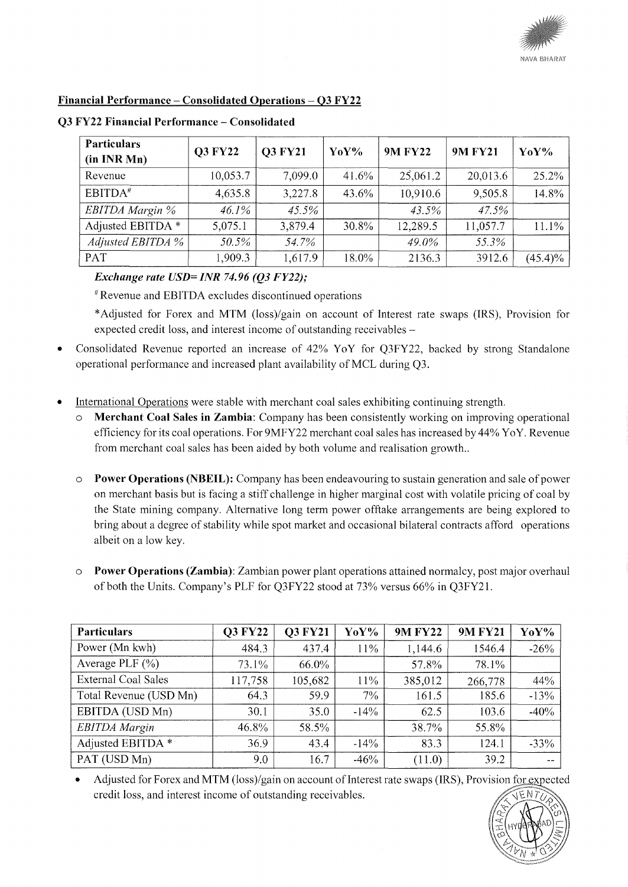## Financial Performance – Consolidated Operations – Q3 FY22

### Q3 FY22 Financial Performance – Consolidated

| Particulars (in INR Mn) | Q3 FY22 | Q3 FY21 | YoY% | 9M FY22 | 9M FY21 | YoY% |
|---|---|---|---|---|---|---|
| Revenue | 10,053.7 | 7,099.0 | 41.6% | 25,061.2 | 20,013.6 | 25.2% |
| EBITDA# | 4,635.8 | 3,227.8 | 43.6% | 10,910.6 | 9,505.8 | 14.8% |
| *EBITDA Margin %* | *46.1%* | *45.5%* | | *43.5%* | *47.5%* | |
| Adjusted EBITDA * | 5,075.1 | 3,879.4 | 30.8% | 12,289.5 | 11,057.7 | 11.1% |
| *Adjusted EBITDA %* | *50.5%* | *54.7%* | | *49.0%* | *55.3%* | |
| PAT | 1,909.3 | 1,617.9 | 18.0% | 2136.3 | 3912.6 | (45.4)% |

***Exchange rate USD= INR 74.96 (Q3 FY22);***

# Revenue and EBITDA excludes discontinued operations

*Adjusted for Forex and MTM (loss)/gain on account of Interest rate swaps (IRS), Provision for expected credit loss, and interest income of outstanding receivables –

- Consolidated Revenue reported an increase of 42% YoY for Q3FY22, backed by strong Standalone operational performance and increased plant availability of MCL during Q3.

- International Operations were stable with merchant coal sales exhibiting continuing strength.
  - **Merchant Coal Sales in Zambia**: Company has been consistently working on improving operational efficiency for its coal operations. For 9MFY22 merchant coal sales has increased by 44% YoY. Revenue from merchant coal sales has been aided by both volume and realisation growth..
  - **Power Operations (NBEIL):** Company has been endeavouring to sustain generation and sale of power on merchant basis but is facing a stiff challenge in higher marginal cost with volatile pricing of coal by the State mining company. Alternative long term power offtake arrangements are being explored to bring about a degree of stability while spot market and occasional bilateral contracts afford operations albeit on a low key.
  - **Power Operations (Zambia)**: Zambian power plant operations attained normalcy, post major overhaul of both the Units. Company's PLF for Q3FY22 stood at 73% versus 66% in Q3FY21.

| Particulars | Q3 FY22 | Q3 FY21 | YoY% | 9M FY22 | 9M FY21 | YoY% |
|---|---|---|---|---|---|---|
| Power (Mn kwh) | 484.3 | 437.4 | 11% | 1,144.6 | 1546.4 | -26% |
| Average PLF (%) | 73.1% | 66.0% | | 57.8% | 78.1% | |
| External Coal Sales | 117,758 | 105,682 | 11% | 385,012 | 266,778 | 44% |
| Total Revenue (USD Mn) | 64.3 | 59.9 | 7% | 161.5 | 185.6 | -13% |
| EBITDA (USD Mn) | 30.1 | 35.0 | -14% | 62.5 | 103.6 | -40% |
| *EBITDA Margin* | 46.8% | 58.5% | | 38.7% | 55.8% | |
| Adjusted EBITDA * | 36.9 | 43.4 | -14% | 83.3 | 124.1 | -33% |
| PAT (USD Mn) | 9.0 | 16.7 | -46% | (11.0) | 39.2 | -- |

- Adjusted for Forex and MTM (loss)/gain on account of Interest rate swaps (IRS), Provision for expected credit loss, and interest income of outstanding receivables.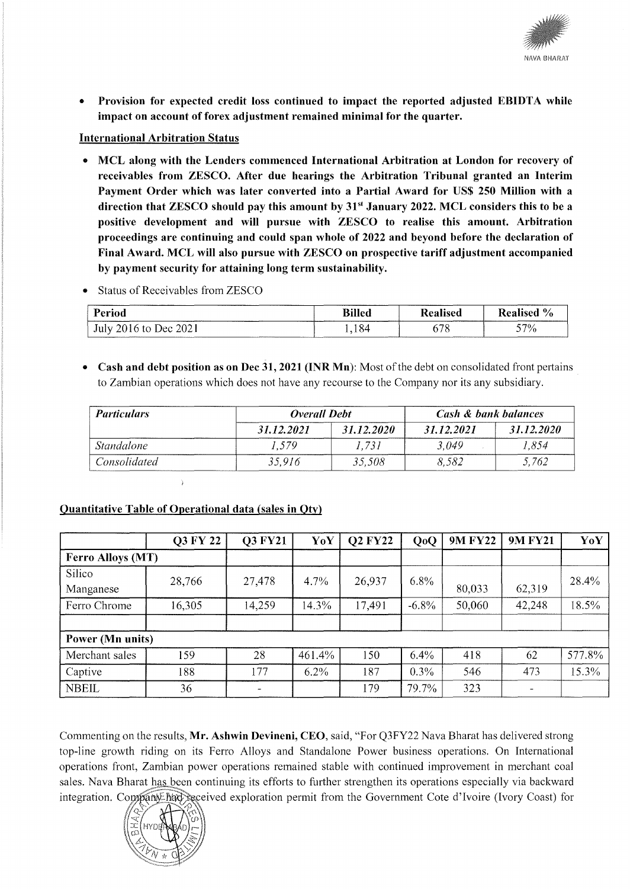- **Provision for expected credit loss continued to impact the reported adjusted EBIDTA while impact on account of forex adjustment remained minimal for the quarter.**

**International Arbitration Status**

- **MCL along with the Lenders commenced International Arbitration at London for recovery of receivables from ZESCO. After due hearings the Arbitration Tribunal granted an Interim Payment Order which was later converted into a Partial Award for US$ 250 Million with a direction that ZESCO should pay this amount by 31st January 2022. MCL considers this to be a positive development and will pursue with ZESCO to realise this amount. Arbitration proceedings are continuing and could span whole of 2022 and beyond before the declaration of Final Award. MCL will also pursue with ZESCO on prospective tariff adjustment accompanied by payment security for attaining long term sustainability.**

- Status of Receivables from ZESCO

| Period | Billed | Realised | Realised % |
|---|---|---|---|
| July 2016 to Dec 2021 | 1,184 | 678 | 57% |

- **Cash and debt position as on Dec 31, 2021 (INR Mn)**: Most of the debt on consolidated front pertains to Zambian operations which does not have any recourse to the Company nor its any subsidiary.

| *Particulars* | *Overall Debt* | | *Cash & bank balances* | |
|---|---|---|---|---|
| | *31.12.2021* | *31.12.2020* | *31.12.2021* | *31.12.2020* |
| *Standalone* | *1,579* | *1,731* | *3,049* | *1,854* |
| *Consolidated* | *35,916* | *35,508* | *8,582* | *5,762* |

**Quantitative Table of Operational data (sales in Qty)**

| | Q3 FY 22 | Q3 FY21 | YoY | Q2 FY22 | QoQ | 9M FY22 | 9M FY21 | YoY |
|---|---|---|---|---|---|---|---|---|
| **Ferro Alloys (MT)** | | | | | | | | |
| Silico Manganese | 28,766 | 27,478 | 4.7% | 26,937 | 6.8% | 80,033 | 62,319 | 28.4% |
| Ferro Chrome | 16,305 | 14,259 | 14.3% | 17,491 | -6.8% | 50,060 | 42,248 | 18.5% |
| | | | | | | | | |
| **Power (Mn units)** | | | | | | | | |
| Merchant sales | 159 | 28 | 461.4% | 150 | 6.4% | 418 | 62 | 577.8% |
| Captive | 188 | 177 | 6.2% | 187 | 0.3% | 546 | 473 | 15.3% |
| NBEIL | 36 | - | | 179 | 79.7% | 323 | - | |

Commenting on the results, **Mr. Ashwin Devineni, CEO**, said, "For Q3FY22 Nava Bharat has delivered strong top-line growth riding on its Ferro Alloys and Standalone Power business operations. On International operations front, Zambian power operations remained stable with continued improvement in merchant coal sales. Nava Bharat has been continuing its efforts to further strengthen its operations especially via backward integration. Company had received exploration permit from the Government Cote d'Ivoire (Ivory Coast) for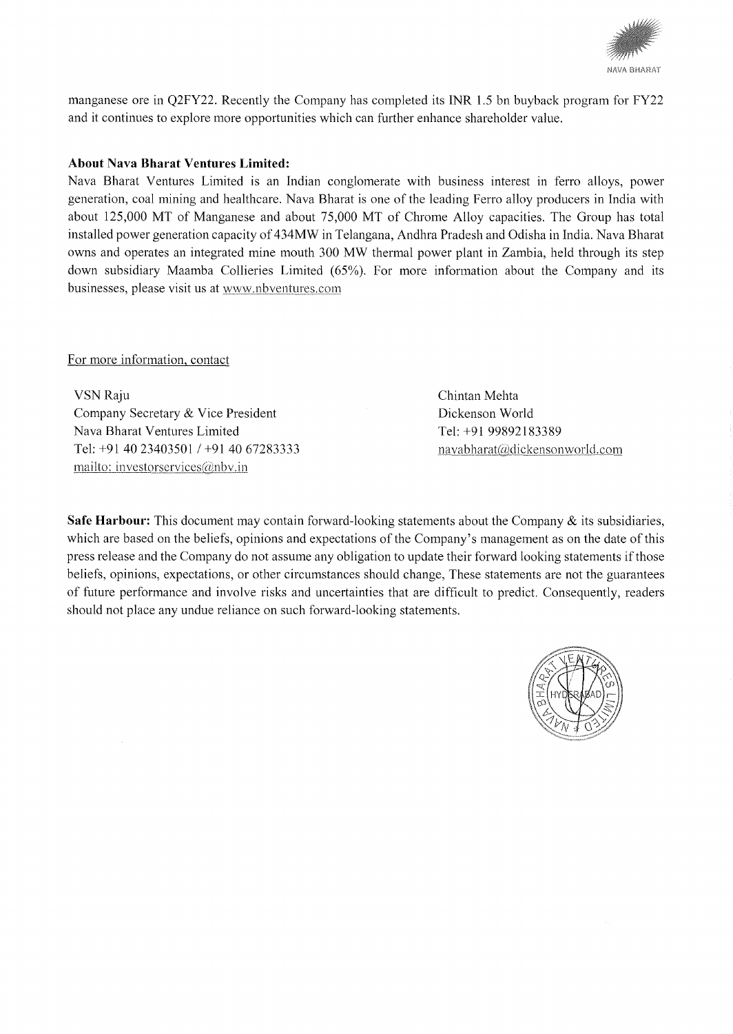manganese ore in Q2FY22. Recently the Company has completed its INR 1.5 bn buyback program for FY22 and it continues to explore more opportunities which can further enhance shareholder value.

**About Nava Bharat Ventures Limited:**

Nava Bharat Ventures Limited is an Indian conglomerate with business interest in ferro alloys, power generation, coal mining and healthcare. Nava Bharat is one of the leading Ferro alloy producers in India with about 125,000 MT of Manganese and about 75,000 MT of Chrome Alloy capacities. The Group has total installed power generation capacity of 434MW in Telangana, Andhra Pradesh and Odisha in India. Nava Bharat owns and operates an integrated mine mouth 300 MW thermal power plant in Zambia, held through its step down subsidiary Maamba Collieries Limited (65%). For more information about the Company and its businesses, please visit us at www.nbventures.com

For more information, contact

VSN Raju
Company Secretary & Vice President
Nava Bharat Ventures Limited
Tel: +91 40 23403501 / +91 40 67283333
mailto: investorservices@nbv.in

Chintan Mehta
Dickenson World
Tel: +91 99892183389
navabharat@dickensonworld.com

**Safe Harbour:** This document may contain forward-looking statements about the Company & its subsidiaries, which are based on the beliefs, opinions and expectations of the Company's management as on the date of this press release and the Company do not assume any obligation to update their forward looking statements if those beliefs, opinions, expectations, or other circumstances should change, These statements are not the guarantees of future performance and involve risks and uncertainties that are difficult to predict. Consequently, readers should not place any undue reliance on such forward-looking statements.